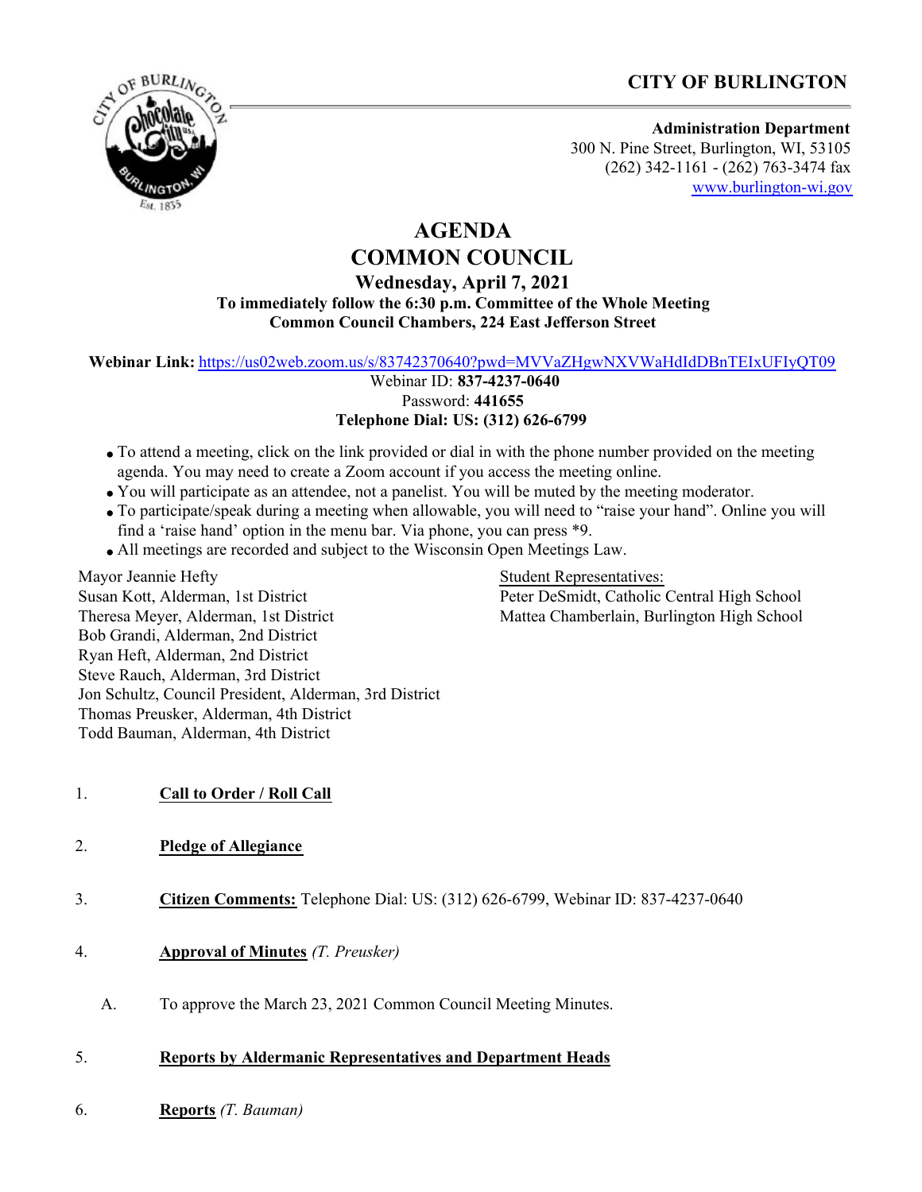**CITY OF BURLINGTON**

**Administration Department**
300 N. Pine Street, Burlington, WI, 53105
(262) 342-1161 - (262) 763-3474 fax
www.burlington-wi.gov

# AGENDA
# COMMON COUNCIL

**Wednesday, April 7, 2021**
**To immediately follow the 6:30 p.m. Committee of the Whole Meeting**
**Common Council Chambers, 224 East Jefferson Street**

**Webinar Link:** https://us02web.zoom.us/s/83742370640?pwd=MVVaZHgwNXVWaHdIdDBnTEIxUFIyQT09
Webinar ID: **837-4237-0640**
Password: **441655**
**Telephone Dial: US: (312) 626-6799**

- To attend a meeting, click on the link provided or dial in with the phone number provided on the meeting agenda. You may need to create a Zoom account if you access the meeting online.
- You will participate as an attendee, not a panelist. You will be muted by the meeting moderator.
- To participate/speak during a meeting when allowable, you will need to "raise your hand". Online you will find a 'raise hand' option in the menu bar. Via phone, you can press *9.
- All meetings are recorded and subject to the Wisconsin Open Meetings Law.

Mayor Jeannie Hefty
Susan Kott, Alderman, 1st District
Theresa Meyer, Alderman, 1st District
Bob Grandi, Alderman, 2nd District
Ryan Heft, Alderman, 2nd District
Steve Rauch, Alderman, 3rd District
Jon Schultz, Council President, Alderman, 3rd District
Thomas Preusker, Alderman, 4th District
Todd Bauman, Alderman, 4th District

Student Representatives:
Peter DeSmidt, Catholic Central High School
Mattea Chamberlain, Burlington High School

1. **Call to Order / Roll Call**

2. **Pledge of Allegiance**

3. **Citizen Comments:** Telephone Dial: US: (312) 626-6799, Webinar ID: 837-4237-0640

4. **Approval of Minutes** *(T. Preusker)*

   A. To approve the March 23, 2021 Common Council Meeting Minutes.

5. **Reports by Aldermanic Representatives and Department Heads**

6. **Reports** *(T. Bauman)*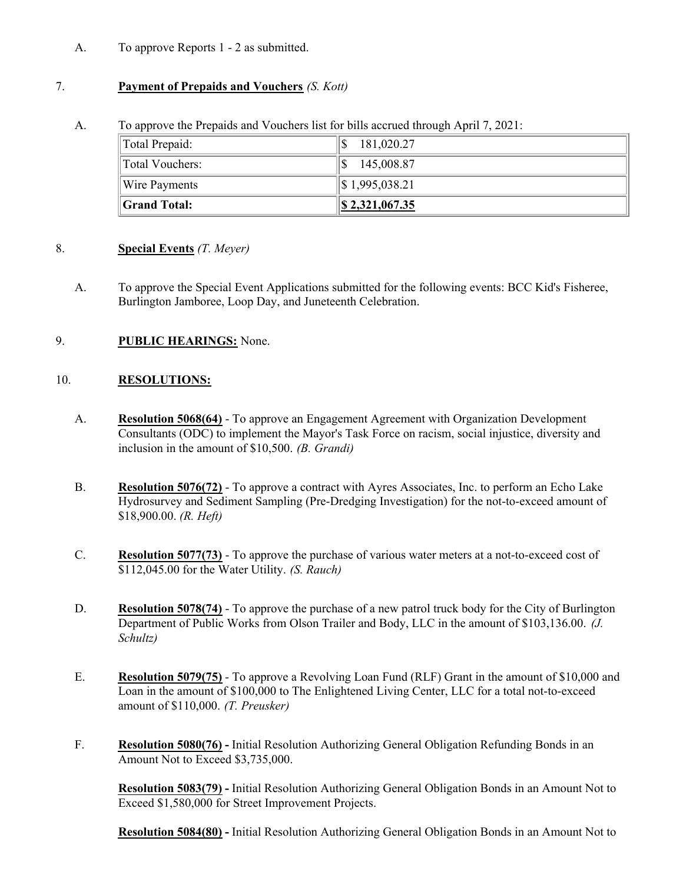A. To approve Reports 1 - 2 as submitted.

7. **Payment of Prepaids and Vouchers** *(S. Kott)*

A. To approve the Prepaids and Vouchers list for bills accrued through April 7, 2021:

| | |
|---|---|
| Total Prepaid: | $ 181,020.27 |
| Total Vouchers: | $ 145,008.87 |
| Wire Payments | $ 1,995,038.21 |
| **Grand Total:** | **$ 2,321,067.35** |

8. **Special Events** *(T. Meyer)*

A. To approve the Special Event Applications submitted for the following events: BCC Kid's Fisheree, Burlington Jamboree, Loop Day, and Juneteenth Celebration.

9. **PUBLIC HEARINGS:** None.

10. **RESOLUTIONS:**

A. **Resolution 5068(64)** - To approve an Engagement Agreement with Organization Development Consultants (ODC) to implement the Mayor's Task Force on racism, social injustice, diversity and inclusion in the amount of $10,500. *(B. Grandi)*

B. **Resolution 5076(72)** - To approve a contract with Ayres Associates, Inc. to perform an Echo Lake Hydrosurvey and Sediment Sampling (Pre-Dredging Investigation) for the not-to-exceed amount of $18,900.00. *(R. Heft)*

C. **Resolution 5077(73)** - To approve the purchase of various water meters at a not-to-exceed cost of $112,045.00 for the Water Utility. *(S. Rauch)*

D. **Resolution 5078(74)** - To approve the purchase of a new patrol truck body for the City of Burlington Department of Public Works from Olson Trailer and Body, LLC in the amount of $103,136.00. *(J. Schultz)*

E. **Resolution 5079(75)** - To approve a Revolving Loan Fund (RLF) Grant in the amount of $10,000 and Loan in the amount of $100,000 to The Enlightened Living Center, LLC for a total not-to-exceed amount of $110,000. *(T. Preusker)*

F. **Resolution 5080(76) -** Initial Resolution Authorizing General Obligation Refunding Bonds in an Amount Not to Exceed $3,735,000.

**Resolution 5083(79) -** Initial Resolution Authorizing General Obligation Bonds in an Amount Not to Exceed $1,580,000 for Street Improvement Projects.

**Resolution 5084(80) -** Initial Resolution Authorizing General Obligation Bonds in an Amount Not to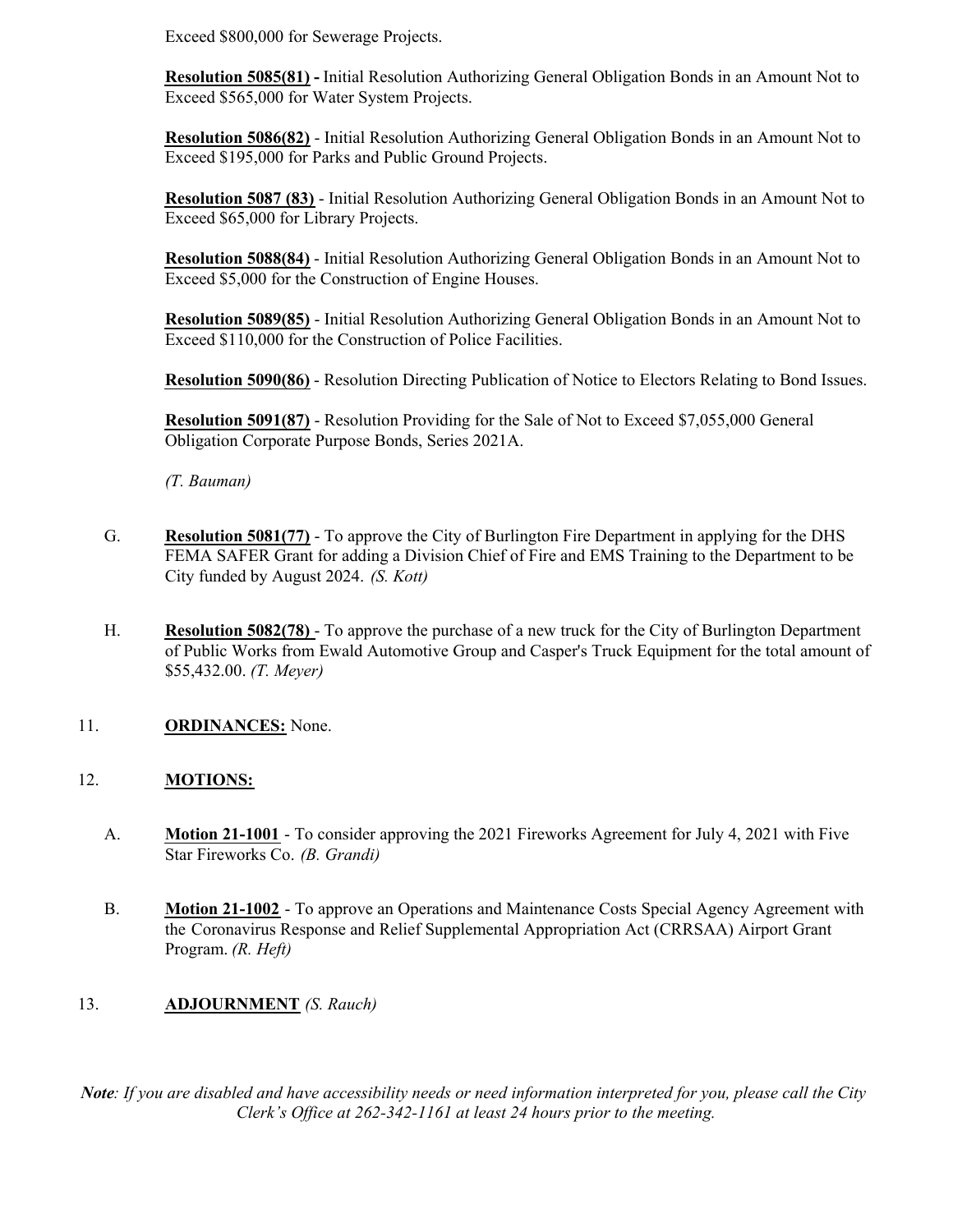Exceed $800,000 for Sewerage Projects.

**Resolution 5085(81) -** Initial Resolution Authorizing General Obligation Bonds in an Amount Not to Exceed $565,000 for Water System Projects.

**Resolution 5086(82)** - Initial Resolution Authorizing General Obligation Bonds in an Amount Not to Exceed $195,000 for Parks and Public Ground Projects.

**Resolution 5087 (83)** - Initial Resolution Authorizing General Obligation Bonds in an Amount Not to Exceed $65,000 for Library Projects.

**Resolution 5088(84)** - Initial Resolution Authorizing General Obligation Bonds in an Amount Not to Exceed $5,000 for the Construction of Engine Houses.

**Resolution 5089(85)** - Initial Resolution Authorizing General Obligation Bonds in an Amount Not to Exceed $110,000 for the Construction of Police Facilities.

**Resolution 5090(86)** - Resolution Directing Publication of Notice to Electors Relating to Bond Issues.

**Resolution 5091(87)** - Resolution Providing for the Sale of Not to Exceed $7,055,000 General Obligation Corporate Purpose Bonds, Series 2021A.

*(T. Bauman)*

G. **Resolution 5081(77)** - To approve the City of Burlington Fire Department in applying for the DHS FEMA SAFER Grant for adding a Division Chief of Fire and EMS Training to the Department to be City funded by August 2024. *(S. Kott)*

H. **Resolution 5082(78)** - To approve the purchase of a new truck for the City of Burlington Department of Public Works from Ewald Automotive Group and Casper's Truck Equipment for the total amount of $55,432.00. *(T. Meyer)*

11. **ORDINANCES:** None.

12. **MOTIONS:**

A. **Motion 21-1001** - To consider approving the 2021 Fireworks Agreement for July 4, 2021 with Five Star Fireworks Co. *(B. Grandi)*

B. **Motion 21-1002** - To approve an Operations and Maintenance Costs Special Agency Agreement with the Coronavirus Response and Relief Supplemental Appropriation Act (CRRSAA) Airport Grant Program. *(R. Heft)*

13. **ADJOURNMENT** *(S. Rauch)*

***Note****: If you are disabled and have accessibility needs or need information interpreted for you, please call the City Clerk's Office at 262-342-1161 at least 24 hours prior to the meeting.*